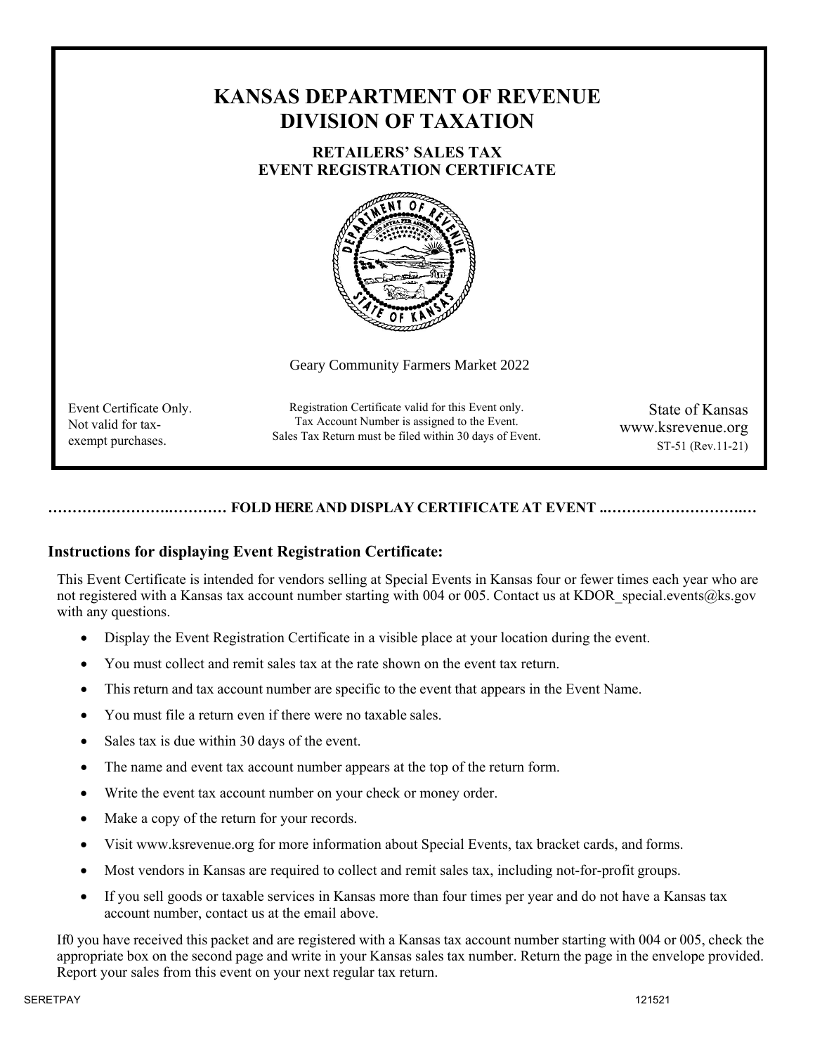# KANSAS DEPARTMENT OF REVENUE
# DIVISION OF TAXATION

### RETAILERS' SALES TAX
### EVENT REGISTRATION CERTIFICATE

Geary Community Farmers Market 2022

Event Certificate Only. Not valid for tax-exempt purchases.

Registration Certificate valid for this Event only.
Tax Account Number is assigned to the Event.
Sales Tax Return must be filed within 30 days of Event.

State of Kansas
www.ksrevenue.org
ST-51 (Rev.11-21)

…………………..………… **FOLD HERE AND DISPLAY CERTIFICATE AT EVENT** ..………………………..…

### Instructions for displaying Event Registration Certificate:

This Event Certificate is intended for vendors selling at Special Events in Kansas four or fewer times each year who are not registered with a Kansas tax account number starting with 004 or 005. Contact us at KDOR_special.events@ks.gov with any questions.

- Display the Event Registration Certificate in a visible place at your location during the event.
- You must collect and remit sales tax at the rate shown on the event tax return.
- This return and tax account number are specific to the event that appears in the Event Name.
- You must file a return even if there were no taxable sales.
- Sales tax is due within 30 days of the event.
- The name and event tax account number appears at the top of the return form.
- Write the event tax account number on your check or money order.
- Make a copy of the return for your records.
- Visit www.ksrevenue.org for more information about Special Events, tax bracket cards, and forms.
- Most vendors in Kansas are required to collect and remit sales tax, including not-for-profit groups.
- If you sell goods or taxable services in Kansas more than four times per year and do not have a Kansas tax account number, contact us at the email above.

If0 you have received this packet and are registered with a Kansas tax account number starting with 004 or 005, check the appropriate box on the second page and write in your Kansas sales tax number. Return the page in the envelope provided. Report your sales from this event on your next regular tax return.

SERETPAY 121521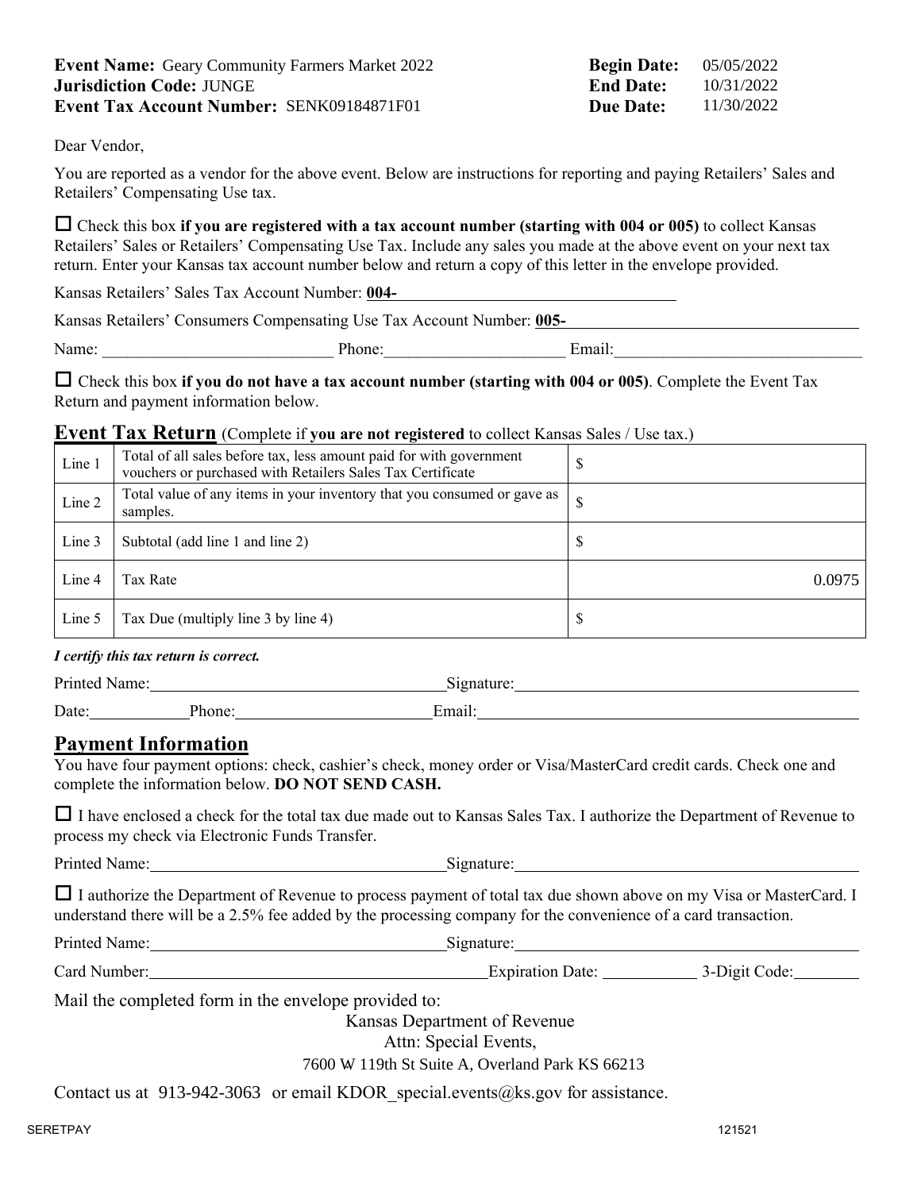**Event Name:** Geary Community Farmers Market 2022
**Jurisdiction Code:** JUNGE
**Event Tax Account Number:** SENK09184871F01

**Begin Date:** 05/05/2022
**End Date:** 10/31/2022
**Due Date:** 11/30/2022

Dear Vendor,

You are reported as a vendor for the above event. Below are instructions for reporting and paying Retailers' Sales and Retailers' Compensating Use tax.

☐ Check this box **if you are registered with a tax account number (starting with 004 or 005)** to collect Kansas Retailers' Sales or Retailers' Compensating Use Tax. Include any sales you made at the above event on your next tax return. Enter your Kansas tax account number below and return a copy of this letter in the envelope provided.

Kansas Retailers' Sales Tax Account Number: **004-**\_\_\_\_\_\_\_\_\_\_\_\_\_\_\_\_\_\_\_\_

Kansas Retailers' Consumers Compensating Use Tax Account Number: **005-**\_\_\_\_\_\_\_\_\_\_\_\_\_\_\_\_\_\_\_\_

Name: \_\_\_\_\_\_\_\_\_\_\_\_\_\_\_\_\_\_\_\_ Phone: \_\_\_\_\_\_\_\_\_\_\_\_\_\_\_\_ Email: \_\_\_\_\_\_\_\_\_\_\_\_\_\_\_\_\_\_\_\_

☐ Check this box **if you do not have a tax account number (starting with 004 or 005)**. Complete the Event Tax Return and payment information below.

## Event Tax Return (Complete if **you are not registered** to collect Kansas Sales / Use tax.)

| | | |
|---|---|---|
| Line 1 | Total of all sales before tax, less amount paid for with government vouchers or purchased with Retailers Sales Tax Certificate | $ |
| Line 2 | Total value of any items in your inventory that you consumed or gave as samples. | $ |
| Line 3 | Subtotal (add line 1 and line 2) | $ |
| Line 4 | Tax Rate | 0.0975 |
| Line 5 | Tax Due (multiply line 3 by line 4) | $ |

***I certify this tax return is correct.***

Printed Name: \_\_\_\_\_\_\_\_\_\_\_\_\_\_\_\_\_\_\_\_ Signature: \_\_\_\_\_\_\_\_\_\_\_\_\_\_\_\_\_\_\_\_

Date: \_\_\_\_\_\_\_\_ Phone: \_\_\_\_\_\_\_\_\_\_\_\_\_\_\_\_ Email: \_\_\_\_\_\_\_\_\_\_\_\_\_\_\_\_\_\_\_\_

## Payment Information

You have four payment options: check, cashier's check, money order or Visa/MasterCard credit cards. Check one and complete the information below. **DO NOT SEND CASH.**

☐ I have enclosed a check for the total tax due made out to Kansas Sales Tax. I authorize the Department of Revenue to process my check via Electronic Funds Transfer.

Printed Name: \_\_\_\_\_\_\_\_\_\_\_\_\_\_\_\_\_\_\_\_ Signature: \_\_\_\_\_\_\_\_\_\_\_\_\_\_\_\_\_\_\_\_

☐ I authorize the Department of Revenue to process payment of total tax due shown above on my Visa or MasterCard. I understand there will be a 2.5% fee added by the processing company for the convenience of a card transaction.

Printed Name: \_\_\_\_\_\_\_\_\_\_\_\_\_\_\_\_\_\_\_\_ Signature: \_\_\_\_\_\_\_\_\_\_\_\_\_\_\_\_\_\_\_\_

Card Number: \_\_\_\_\_\_\_\_\_\_\_\_\_\_\_\_\_\_\_\_ Expiration Date: \_\_\_\_\_\_\_\_ 3-Digit Code: \_\_\_\_\_\_

Mail the completed form in the envelope provided to:

Kansas Department of Revenue
Attn: Special Events,
7600 W 119th St Suite A, Overland Park KS 66213

Contact us at 913-942-3063 or email KDOR_special.events@ks.gov for assistance.

SERETPAY 121521